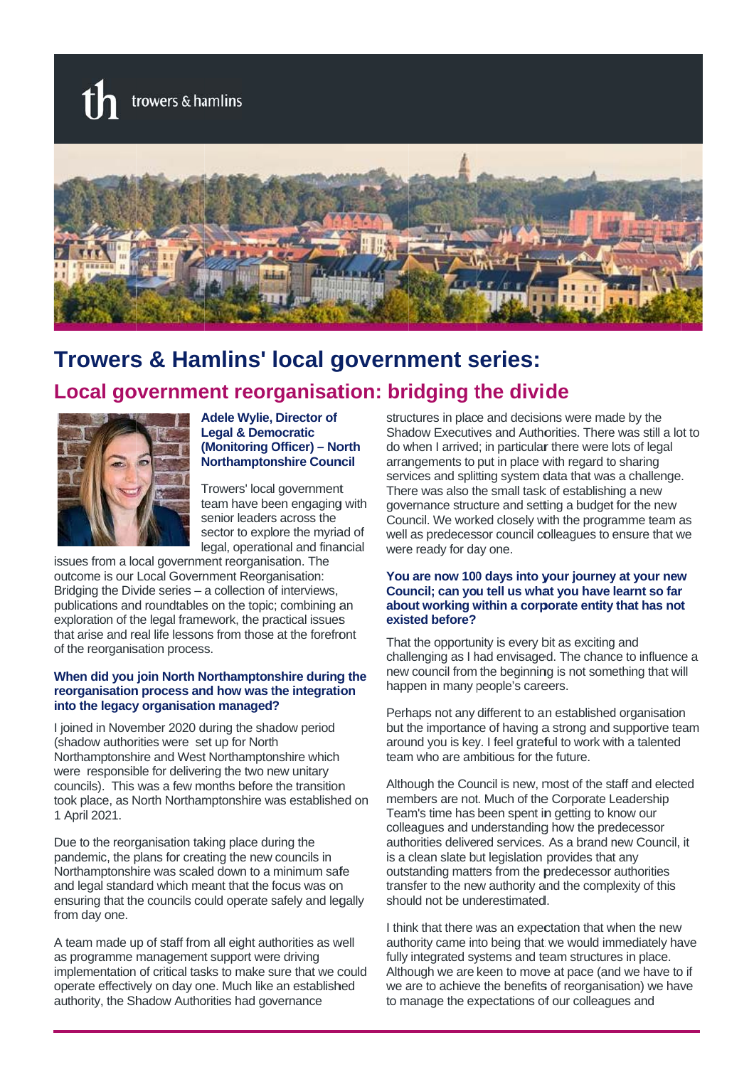trowers & hamlins

# Trowers & Hamlins' local government series:

## Local government reorganisation: bridging the divide

**Adele Wylie, Director of Legal & Democratic (Monitoring Officer) – North Northamptonshire Council**

Trowers' local government team have been engaging with senior leaders across the sector to explore the myriad of legal, operational and financial issues from a local government reorganisation. The outcome is our Local Government Reorganisation: Bridging the Divide series – a collection of interviews, publications and roundtables on the topic; combining an exploration of the legal framework, the practical issues that arise and real life lessons from those at the forefront of the reorganisation process.

### When did you join North Northamptonshire during the reorganisation process and how was the integration into the legacy organisation managed?

I joined in November 2020 during the shadow period (shadow authorities were set up for North Northamptonshire and West Northamptonshire which were responsible for delivering the two new unitary councils). This was a few months before the transition took place, as North Northamptonshire was established on 1 April 2021.

Due to the reorganisation taking place during the pandemic, the plans for creating the new councils in Northamptonshire was scaled down to a minimum safe and legal standard which meant that the focus was on ensuring that the councils could operate safely and legally from day one.

A team made up of staff from all eight authorities as well as programme management support were driving implementation of critical tasks to make sure that we could operate effectively on day one. Much like an established authority, the Shadow Authorities had governance structures in place and decisions were made by the Shadow Executives and Authorities. There was still a lot to do when I arrived; in particular there were lots of legal arrangements to put in place with regard to sharing services and splitting system data that was a challenge. There was also the small task of establishing a new governance structure and setting a budget for the new Council. We worked closely with the programme team as well as predecessor council colleagues to ensure that we were ready for day one.

### You are now 100 days into your journey at your new Council; can you tell us what you have learnt so far about working within a corporate entity that has not existed before?

That the opportunity is every bit as exciting and challenging as I had envisaged. The chance to influence a new council from the beginning is not something that will happen in many people's careers.

Perhaps not any different to an established organisation but the importance of having a strong and supportive team around you is key. I feel grateful to work with a talented team who are ambitious for the future.

Although the Council is new, most of the staff and elected members are not. Much of the Corporate Leadership Team's time has been spent in getting to know our colleagues and understanding how the predecessor authorities delivered services. As a brand new Council, it is a clean slate but legislation provides that any outstanding matters from the predecessor authorities transfer to the new authority and the complexity of this should not be underestimated.

I think that there was an expectation that when the new authority came into being that we would immediately have fully integrated systems and team structures in place. Although we are keen to move at pace (and we have to if we are to achieve the benefits of reorganisation) we have to manage the expectations of our colleagues and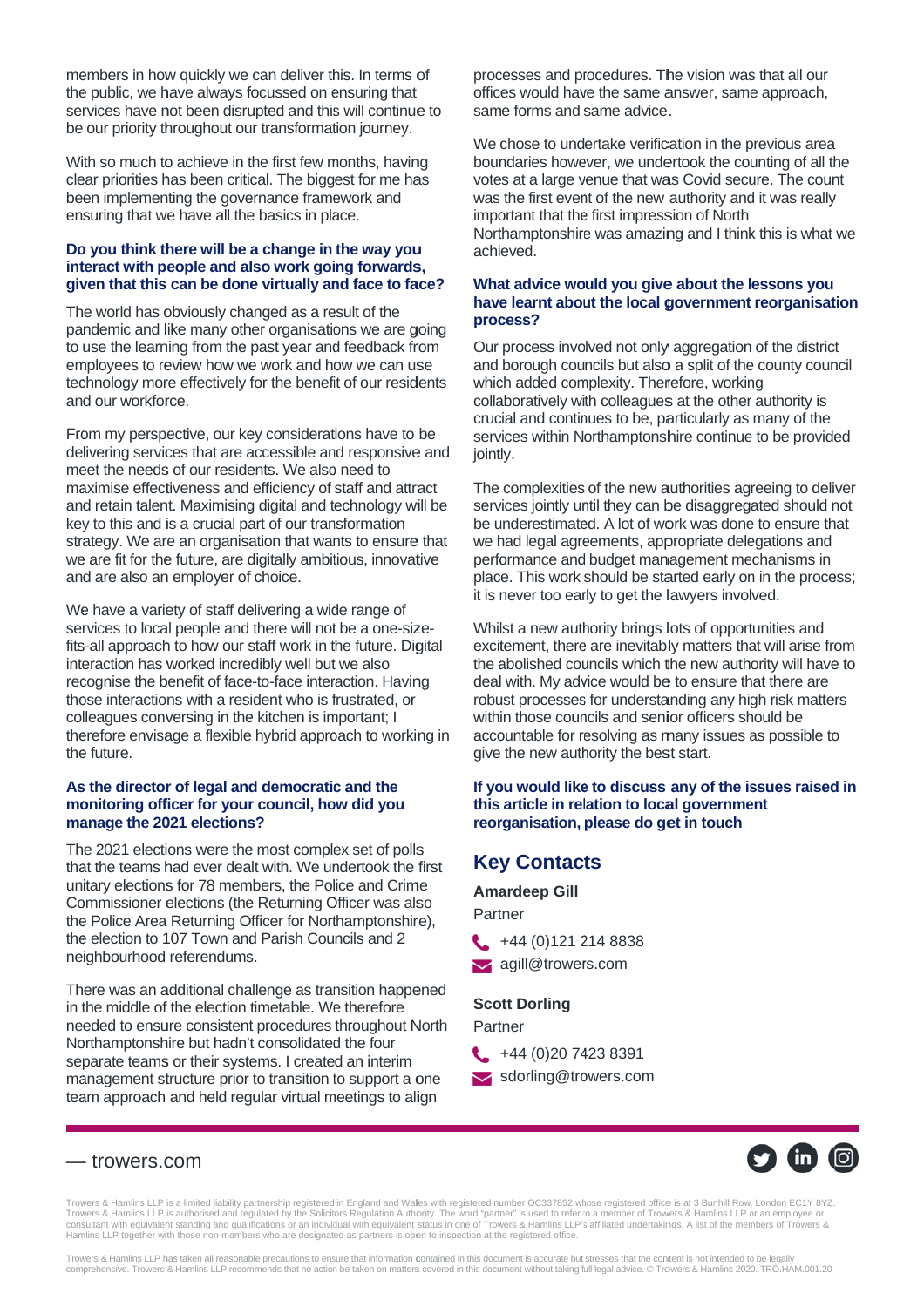members in how quickly we can deliver this. In terms of the public, we have always focussed on ensuring that services have not been disrupted and this will continue to be our priority throughout our transformation journey.

With so much to achieve in the first few months, having clear priorities has been critical. The biggest for me has been implementing the governance framework and ensuring that we have all the basics in place.

**Do you think there will be a change in the way you interact with people and also work going forwards, given that this can be done virtually and face to face?**

The world has obviously changed as a result of the pandemic and like many other organisations we are going to use the learning from the past year and feedback from employees to review how we work and how we can use technology more effectively for the benefit of our residents and our workforce.

From my perspective, our key considerations have to be delivering services that are accessible and responsive and meet the needs of our residents. We also need to maximise effectiveness and efficiency of staff and attract and retain talent. Maximising digital and technology will be key to this and is a crucial part of our transformation strategy. We are an organisation that wants to ensure that we are fit for the future, are digitally ambitious, innovative and are also an employer of choice.

We have a variety of staff delivering a wide range of services to local people and there will not be a one-size-fits-all approach to how our staff work in the future. Digital interaction has worked incredibly well but we also recognise the benefit of face-to-face interaction. Having those interactions with a resident who is frustrated, or colleagues conversing in the kitchen is important; I therefore envisage a flexible hybrid approach to working in the future.

**As the director of legal and democratic and the monitoring officer for your council, how did you manage the 2021 elections?**

The 2021 elections were the most complex set of polls that the teams had ever dealt with. We undertook the first unitary elections for 78 members, the Police and Crime Commissioner elections (the Returning Officer was also the Police Area Returning Officer for Northamptonshire), the election to 107 Town and Parish Councils and 2 neighbourhood referendums.

There was an additional challenge as transition happened in the middle of the election timetable. We therefore needed to ensure consistent procedures throughout North Northamptonshire but hadn't consolidated the four separate teams or their systems. I created an interim management structure prior to transition to support a one team approach and held regular virtual meetings to align processes and procedures. The vision was that all our offices would have the same answer, same approach, same forms and same advice.

We chose to undertake verification in the previous area boundaries however, we undertook the counting of all the votes at a large venue that was Covid secure. The count was the first event of the new authority and it was really important that the first impression of North Northamptonshire was amazing and I think this is what we achieved.

**What advice would you give about the lessons you have learnt about the local government reorganisation process?**

Our process involved not only aggregation of the district and borough councils but also a split of the county council which added complexity. Therefore, working collaboratively with colleagues at the other authority is crucial and continues to be, particularly as many of the services within Northamptonshire continue to be provided jointly.

The complexities of the new authorities agreeing to deliver services jointly until they can be disaggregated should not be underestimated. A lot of work was done to ensure that we had legal agreements, appropriate delegations and performance and budget management mechanisms in place. This work should be started early on in the process; it is never too early to get the lawyers involved.

Whilst a new authority brings lots of opportunities and excitement, there are inevitably matters that will arise from the abolished councils which the new authority will have to deal with. My advice would be to ensure that there are robust processes for understanding any high risk matters within those councils and senior officers should be accountable for resolving as many issues as possible to give the new authority the best start.

**If you would like to discuss any of the issues raised in this article in relation to local government reorganisation, please do get in touch**

## Key Contacts

**Amardeep Gill**
Partner
+44 (0)121 214 8838
agill@towers.com

**Scott Dorling**
Partner
+44 (0)20 7423 8391
sdorling@towers.com

— trowers.com

Trowers & Hamlins LLP is a limited liability partnership registered in England and Wales with registered number OC337852 whose registered office is at 3 Bunhill Row, London EC1Y 8YZ. Trowers & Hamlins LLP is authorised and regulated by the Solicitors Regulation Authority. The word "partner" is used to refer to a member of Trowers & Hamlins LLP or an employee or consultant with equivalent standing and qualifications or an individual with equivalent status in one of Trowers & Hamlins LLP's affiliated undertakings. A list of the members of Trowers & Hamlins LLP together with those non-members who are designated as partners is open to inspection at the registered office.

Trowers & Hamlins LLP has taken all reasonable precautions to ensure that information contained in this document is accurate but stresses that the content is not intended to be legally comprehensive. Trowers & Hamlins LLP recommends that no action be taken on matters covered in this document without taking full legal advice. © Trowers & Hamlins 2020. TRO.HAM.001.20